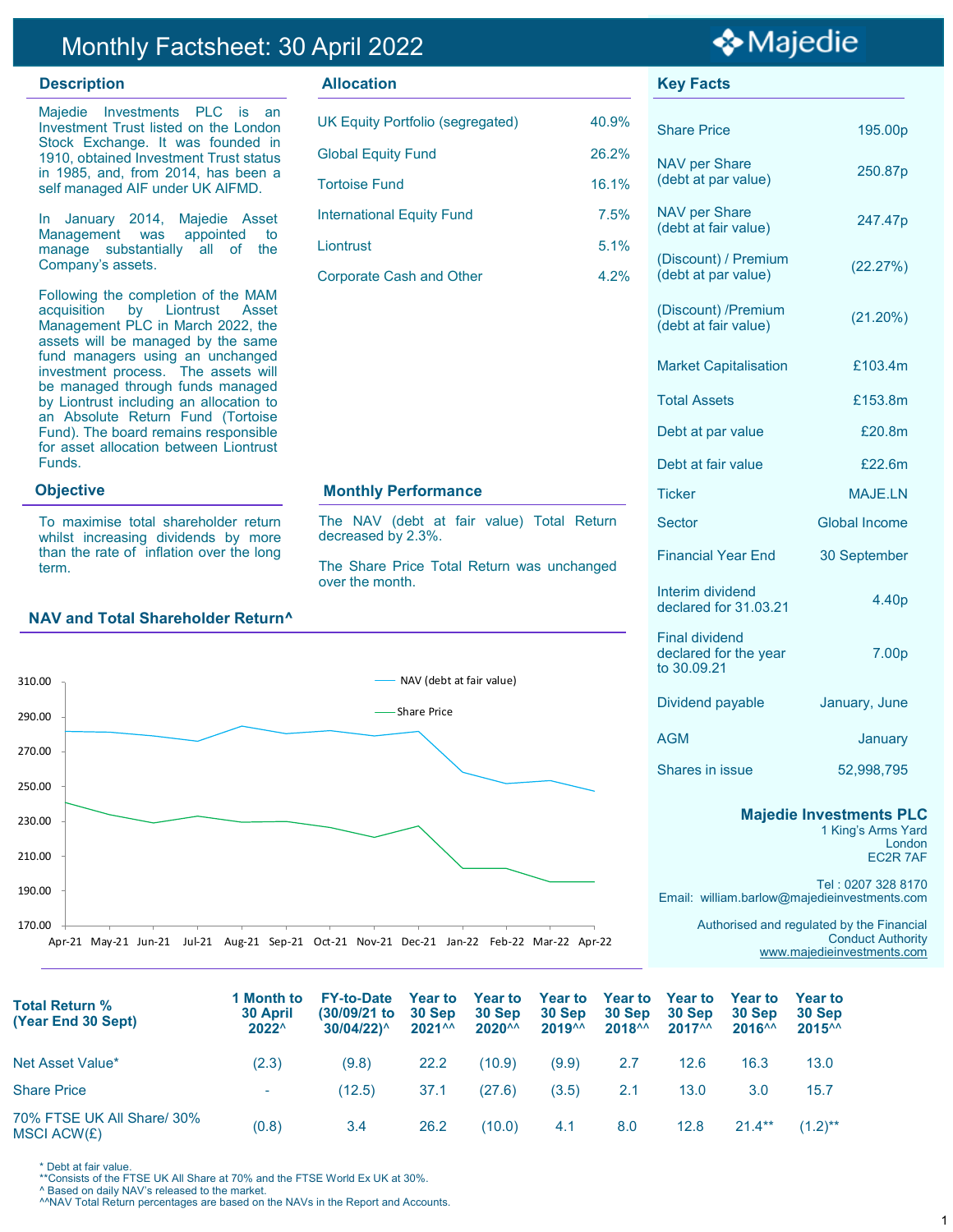# Monthly Factsheet: 30 April 2022

Majedie

## Description

Majedie Investments PLC is an Investment Trust listed on the London Stock Exchange. It was founded in 1910, obtained Investment Trust status in 1985, and, from 2014, has been a self managed AIF under UK AIFMD.

In January 2014, Majedie Asset Management was appointed to manage substantially all of the Company's assets.

Following the completion of the MAM acquisition by Liontrust Asset Management PLC in March 2022, the assets will be managed by the same fund managers using an unchanged investment process. The assets will be managed through funds managed by Liontrust including an allocation to an Absolute Return Fund (Tortoise Fund). The board remains responsible for asset allocation between Liontrust Funds.

## Allocation

| | |
|---|---|
| UK Equity Portfolio (segregated) | 40.9% |
| Global Equity Fund | 26.2% |
| Tortoise Fund | 16.1% |
| International Equity Fund | 7.5% |
| Liontrust | 5.1% |
| Corporate Cash and Other | 4.2% |

## Objective

To maximise total shareholder return whilst increasing dividends by more than the rate of inflation over the long term.

## Monthly Performance

The NAV (debt at fair value) Total Return decreased by 2.3%.

The Share Price Total Return was unchanged over the month.

## NAV and Total Shareholder Return^

## Key Facts

| | |
|---|---|
| Share Price | 195.00p |
| NAV per Share (debt at par value) | 250.87p |
| NAV per Share (debt at fair value) | 247.47p |
| (Discount) / Premium (debt at par value) | (22.27%) |
| (Discount) /Premium (debt at fair value) | (21.20%) |
| Market Capitalisation | £103.4m |
| Total Assets | £153.8m |
| Debt at par value | £20.8m |
| Debt at fair value | £22.6m |
| Ticker | MAJE.LN |
| Sector | Global Income |
| Financial Year End | 30 September |
| Interim dividend declared for 31.03.21 | 4.40p |
| Final dividend declared for the year to 30.09.21 | 7.00p |
| Dividend payable | January, June |
| AGM | January |
| Shares in issue | 52,998,795 |

**Majedie Investments PLC**
1 King's Arms Yard
London
EC2R 7AF

Tel : 0207 328 8170
Email: william.barlow@majedieinvestments.com

Authorised and regulated by the Financial Conduct Authority
www.majedieinvestments.com

| Total Return % (Year End 30 Sept) | 1 Month to 30 April 2022^ | FY-to-Date (30/09/21 to 30/04/22)^ | Year to 30 Sep 2021^^ | Year to 30 Sep 2020^^ | Year to 30 Sep 2019^^ | Year to 30 Sep 2018^^ | Year to 30 Sep 2017^^ | Year to 30 Sep 2016^^ | Year to 30 Sep 2015^^ |
|---|---|---|---|---|---|---|---|---|---|
| Net Asset Value* | (2.3) | (9.8) | 22.2 | (10.9) | (9.9) | 2.7 | 12.6 | 16.3 | 13.0 |
| Share Price | - | (12.5) | 37.1 | (27.6) | (3.5) | 2.1 | 13.0 | 3.0 | 15.7 |
| 70% FTSE UK All Share/ 30% MSCI ACW(£) | (0.8) | 3.4 | 26.2 | (10.0) | 4.1 | 8.0 | 12.8 | 21.4** | (1.2)** |

\* Debt at fair value.
**Consists of the FTSE UK All Share at 70% and the FTSE World Ex UK at 30%.
^ Based on daily NAV's released to the market.
^^NAV Total Return percentages are based on the NAVs in the Report and Accounts.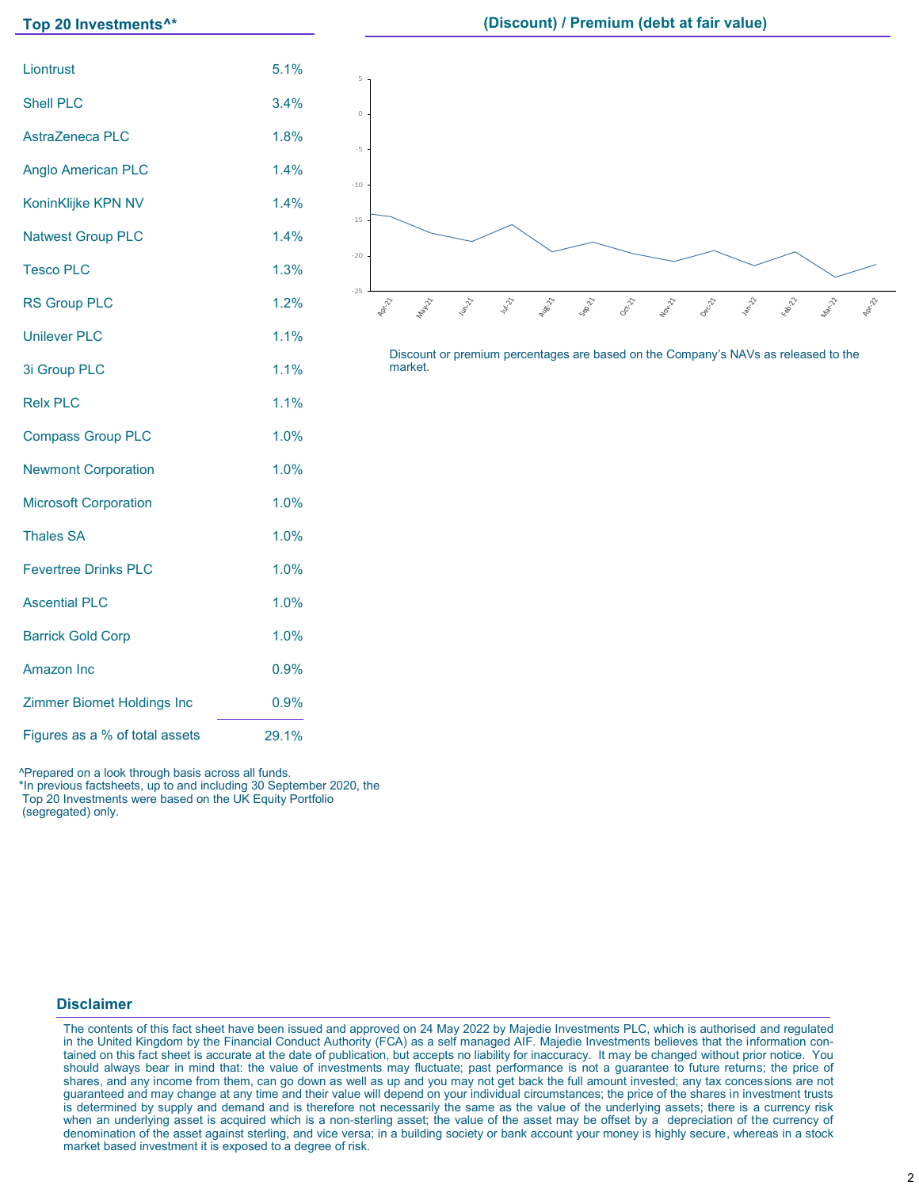## Top 20 Investments^*

| | |
|---|---|
| Liontrust | 5.1% |
| Shell PLC | 3.4% |
| AstraZeneca PLC | 1.8% |
| Anglo American PLC | 1.4% |
| KoninKlijke KPN NV | 1.4% |
| Natwest Group PLC | 1.4% |
| Tesco PLC | 1.3% |
| RS Group PLC | 1.2% |
| Unilever PLC | 1.1% |
| 3i Group PLC | 1.1% |
| Relx PLC | 1.1% |
| Compass Group PLC | 1.0% |
| Newmont Corporation | 1.0% |
| Microsoft Corporation | 1.0% |
| Thales SA | 1.0% |
| Fevertree Drinks PLC | 1.0% |
| Ascential PLC | 1.0% |
| Barrick Gold Corp | 1.0% |
| Amazon Inc | 0.9% |
| Zimmer Biomet Holdings Inc | 0.9% |
| Figures as a % of total assets | 29.1% |

^Prepared on a look through basis across all funds.
*In previous factsheets, up to and including 30 September 2020, the Top 20 Investments were based on the UK Equity Portfolio (segregated) only.

## (Discount) / Premium (debt at fair value)

5
0
-5
-10
-15
-20
-25

Apr-21 May-21 Jun-21 Jul-21 Aug-21 Sep-21 Oct-21 Nov-21 Dec-21 Jan-22 Feb-22 Mar-22 Apr-22

Discount or premium percentages are based on the Company's NAVs as released to the market.

## Disclaimer

The contents of this fact sheet have been issued and approved on 24 May 2022 by Majedie Investments PLC, which is authorised and regulated in the United Kingdom by the Financial Conduct Authority (FCA) as a self managed AIF. Majedie Investments believes that the information contained on this fact sheet is accurate at the date of publication, but accepts no liability for inaccuracy. It may be changed without prior notice. You should always bear in mind that: the value of investments may fluctuate; past performance is not a guarantee to future returns; the price of shares, and any income from them, can go down as well as up and you may not get back the full amount invested; any tax concessions are not guaranteed and may change at any time and their value will depend on your individual circumstances; the price of the shares in investment trusts is determined by supply and demand and is therefore not necessarily the same as the value of the underlying assets; there is a currency risk when an underlying asset is acquired which is a non-sterling asset; the value of the asset may be offset by a depreciation of the currency of denomination of the asset against sterling, and vice versa; in a building society or bank account your money is highly secure, whereas in a stock market based investment it is exposed to a degree of risk.